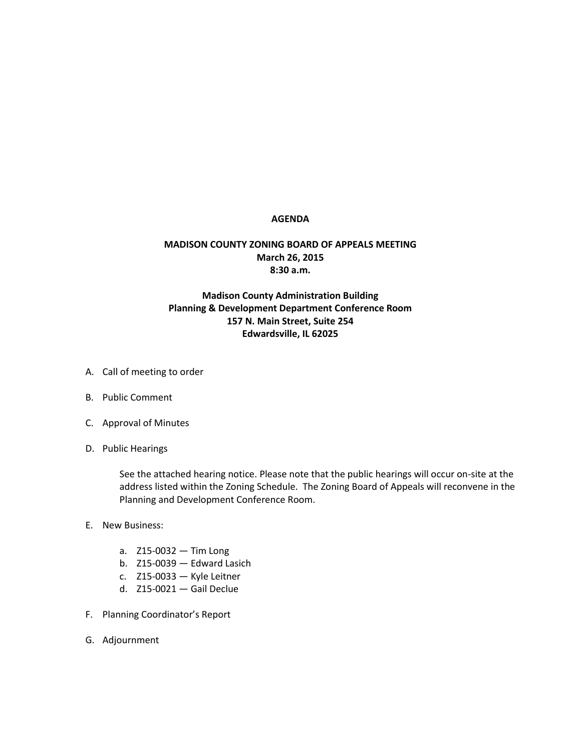# AGENDA

## MADISON COUNTY ZONING BOARD OF APPEALS MEETING
**March 26, 2015**
**8:30 a.m.**

**Madison County Administration Building**
**Planning & Development Department Conference Room**
**157 N. Main Street, Suite 254**
**Edwardsville, IL 62025**

A. Call of meeting to order

B. Public Comment

C. Approval of Minutes

D. Public Hearings

   See the attached hearing notice. Please note that the public hearings will occur on-site at the address listed within the Zoning Schedule. The Zoning Board of Appeals will reconvene in the Planning and Development Conference Room.

E. New Business:

   a. Z15-0032 — Tim Long
   b. Z15-0039 — Edward Lasich
   c. Z15-0033 — Kyle Leitner
   d. Z15-0021 — Gail Declue

F. Planning Coordinator's Report

G. Adjournment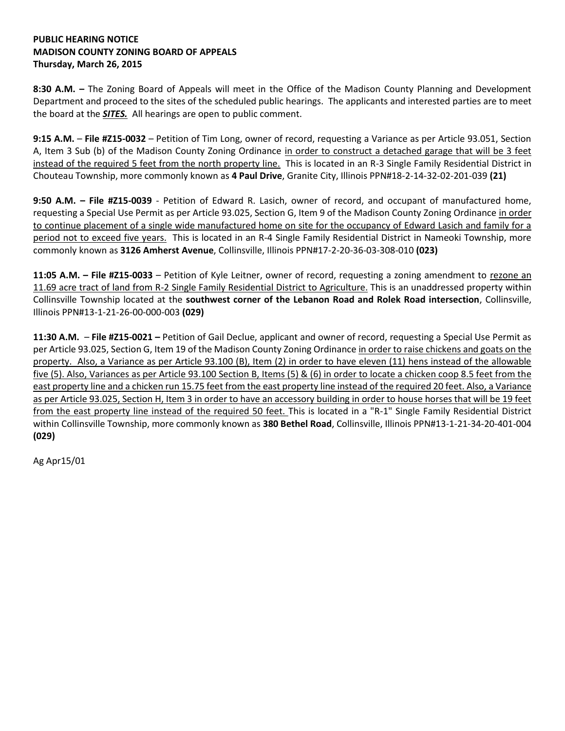**PUBLIC HEARING NOTICE**
**MADISON COUNTY ZONING BOARD OF APPEALS**
**Thursday, March 26, 2015**

**8:30 A.M. –** The Zoning Board of Appeals will meet in the Office of the Madison County Planning and Development Department and proceed to the sites of the scheduled public hearings. The applicants and interested parties are to meet the board at the ***SITES.*** All hearings are open to public comment.

**9:15 A.M.** – **File #Z15-0032** – Petition of Tim Long, owner of record, requesting a Variance as per Article 93.051, Section A, Item 3 Sub (b) of the Madison County Zoning Ordinance in order to construct a detached garage that will be 3 feet instead of the required 5 feet from the north property line. This is located in an R-3 Single Family Residential District in Chouteau Township, more commonly known as **4 Paul Drive**, Granite City, Illinois PPN#18-2-14-32-02-201-039 **(21)**

**9:50 A.M. – File #Z15-0039** - Petition of Edward R. Lasich, owner of record, and occupant of manufactured home, requesting a Special Use Permit as per Article 93.025, Section G, Item 9 of the Madison County Zoning Ordinance in order to continue placement of a single wide manufactured home on site for the occupancy of Edward Lasich and family for a period not to exceed five years. This is located in an R-4 Single Family Residential District in Nameoki Township, more commonly known as **3126 Amherst Avenue**, Collinsville, Illinois PPN#17-2-20-36-03-308-010 **(023)**

**11:05 A.M. – File #Z15-0033** – Petition of Kyle Leitner, owner of record, requesting a zoning amendment to rezone an 11.69 acre tract of land from R-2 Single Family Residential District to Agriculture. This is an unaddressed property within Collinsville Township located at the **southwest corner of the Lebanon Road and Rolek Road intersection**, Collinsville, Illinois PPN#13-1-21-26-00-000-003 **(029)**

**11:30 A.M.** – **File #Z15-0021 –** Petition of Gail Declue, applicant and owner of record, requesting a Special Use Permit as per Article 93.025, Section G, Item 19 of the Madison County Zoning Ordinance in order to raise chickens and goats on the property. Also, a Variance as per Article 93.100 (B), Item (2) in order to have eleven (11) hens instead of the allowable five (5). Also, Variances as per Article 93.100 Section B, Items (5) & (6) in order to locate a chicken coop 8.5 feet from the east property line and a chicken run 15.75 feet from the east property line instead of the required 20 feet. Also, a Variance as per Article 93.025, Section H, Item 3 in order to have an accessory building in order to house horses that will be 19 feet from the east property line instead of the required 50 feet. This is located in a "R-1" Single Family Residential District within Collinsville Township, more commonly known as **380 Bethel Road**, Collinsville, Illinois PPN#13-1-21-34-20-401-004 **(029)**

Ag Apr15/01